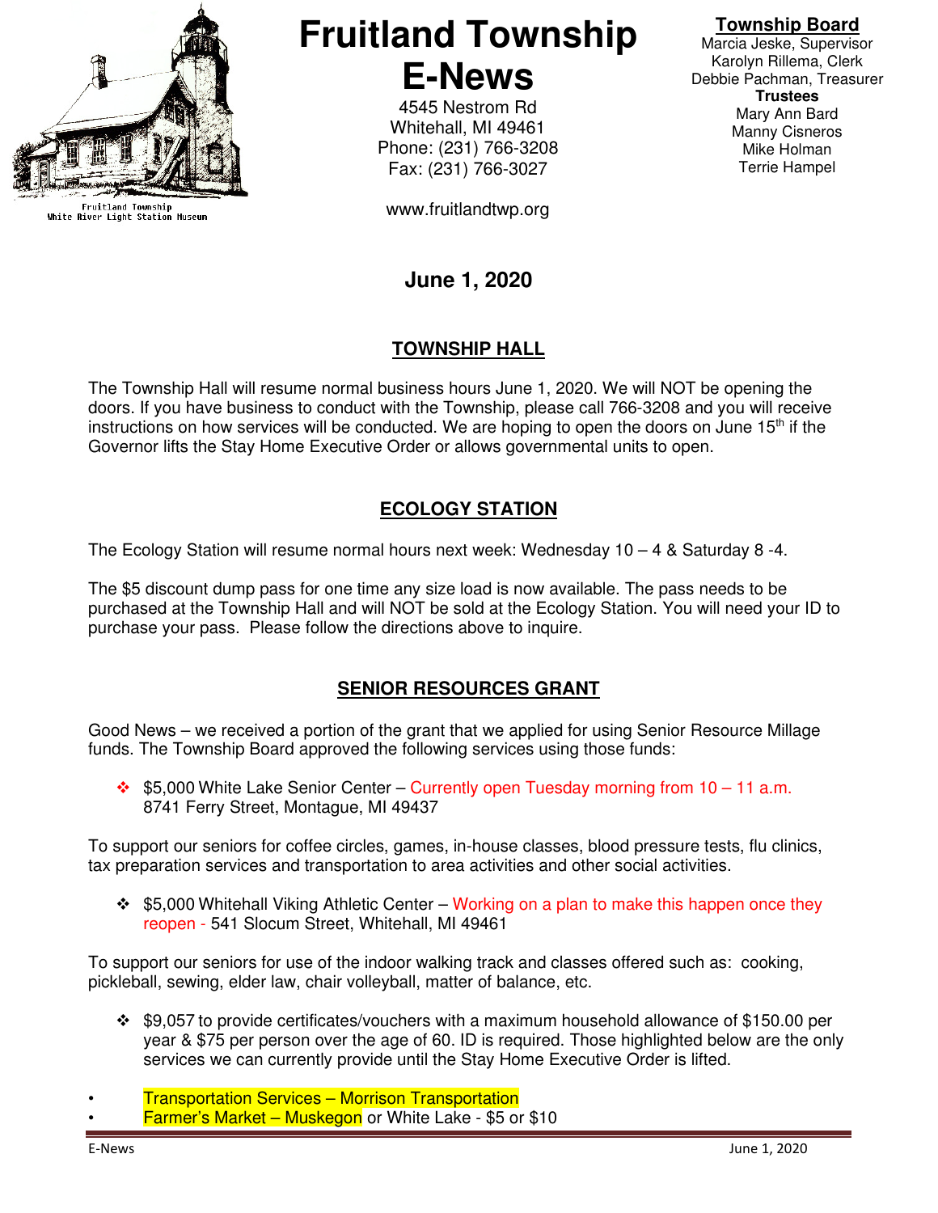Fruitland Township
White River Light Station Museum

# Fruitland Township E-News

4545 Nestrom Rd
Whitehall, MI 49461
Phone: (231) 766-3208
Fax: (231) 766-3027

www.fruitlandtwp.org

**Township Board**
Marcia Jeske, Supervisor
Karolyn Rillema, Clerk
Debbie Pachman, Treasurer
**Trustees**
Mary Ann Bard
Manny Cisneros
Mike Holman
Terrie Hampel

## June 1, 2020

## TOWNSHIP HALL

The Township Hall will resume normal business hours June 1, 2020. We will NOT be opening the doors. If you have business to conduct with the Township, please call 766-3208 and you will receive instructions on how services will be conducted. We are hoping to open the doors on June 15th if the Governor lifts the Stay Home Executive Order or allows governmental units to open.

## ECOLOGY STATION

The Ecology Station will resume normal hours next week: Wednesday 10 – 4 & Saturday 8 -4.

The $5 discount dump pass for one time any size load is now available. The pass needs to be purchased at the Township Hall and will NOT be sold at the Ecology Station. You will need your ID to purchase your pass. Please follow the directions above to inquire.

## SENIOR RESOURCES GRANT

Good News – we received a portion of the grant that we applied for using Senior Resource Millage funds. The Township Board approved the following services using those funds:

- $5,000 White Lake Senior Center – Currently open Tuesday morning from 10 – 11 a.m. 8741 Ferry Street, Montague, MI 49437

To support our seniors for coffee circles, games, in-house classes, blood pressure tests, flu clinics, tax preparation services and transportation to area activities and other social activities.

- $5,000 Whitehall Viking Athletic Center – Working on a plan to make this happen once they reopen - 541 Slocum Street, Whitehall, MI 49461

To support our seniors for use of the indoor walking track and classes offered such as: cooking, pickleball, sewing, elder law, chair volleyball, matter of balance, etc.

- $9,057 to provide certificates/vouchers with a maximum household allowance of $150.00 per year & $75 per person over the age of 60. ID is required. Those highlighted below are the only services we can currently provide until the Stay Home Executive Order is lifted.

- Transportation Services – Morrison Transportation
- Farmer's Market – Muskegon or White Lake - $5 or $10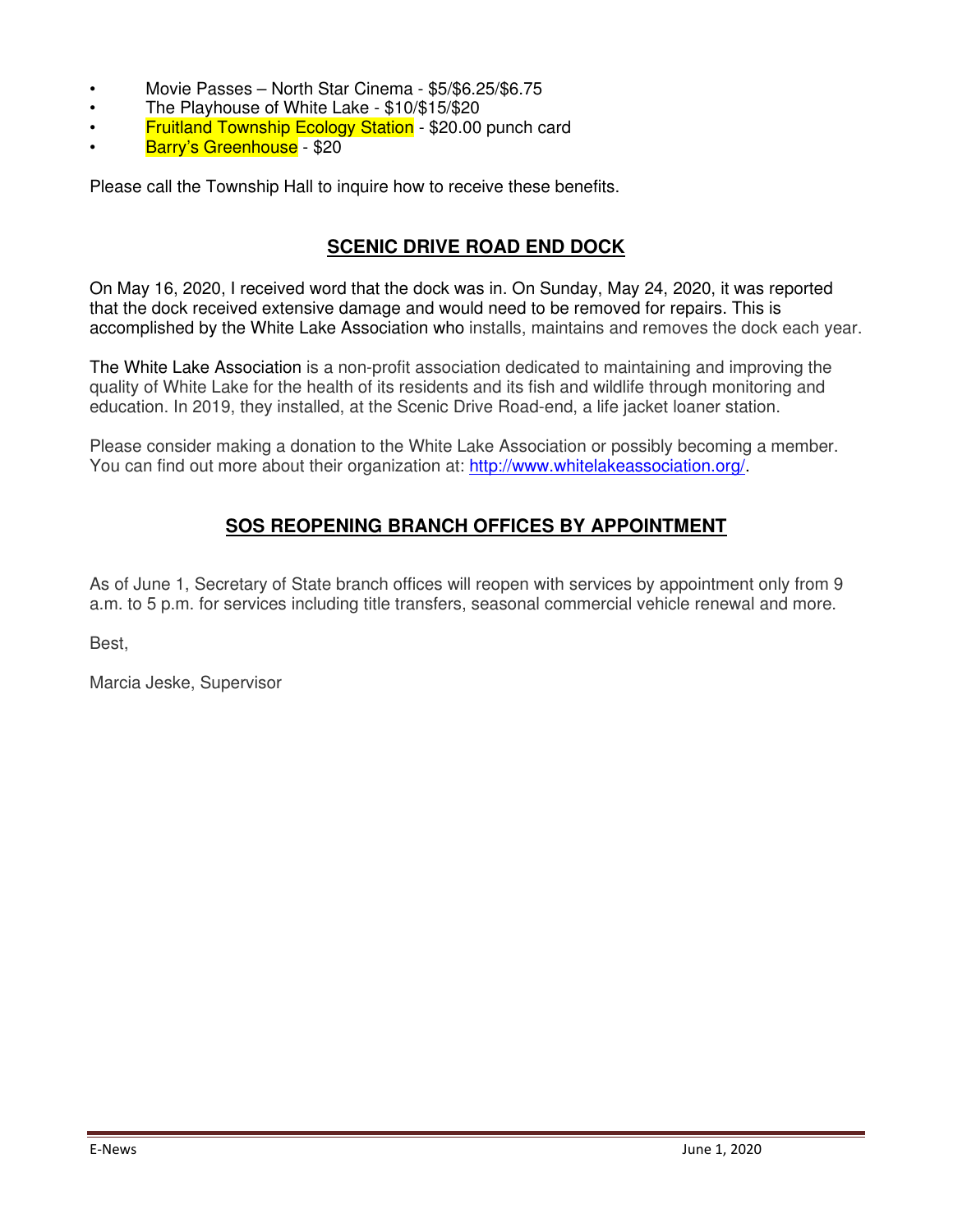- Movie Passes – North Star Cinema - $5/$6.25/$6.75
- The Playhouse of White Lake - $10/$15/$20
- Fruitland Township Ecology Station - $20.00 punch card
- Barry's Greenhouse - $20

Please call the Township Hall to inquire how to receive these benefits.

## SCENIC DRIVE ROAD END DOCK

On May 16, 2020, I received word that the dock was in. On Sunday, May 24, 2020, it was reported that the dock received extensive damage and would need to be removed for repairs. This is accomplished by the White Lake Association who installs, maintains and removes the dock each year.

The White Lake Association is a non-profit association dedicated to maintaining and improving the quality of White Lake for the health of its residents and its fish and wildlife through monitoring and education. In 2019, they installed, at the Scenic Drive Road-end, a life jacket loaner station.

Please consider making a donation to the White Lake Association or possibly becoming a member. You can find out more about their organization at: http://www.whitelakeassociation.org/.

## SOS REOPENING BRANCH OFFICES BY APPOINTMENT

As of June 1, Secretary of State branch offices will reopen with services by appointment only from 9 a.m. to 5 p.m. for services including title transfers, seasonal commercial vehicle renewal and more.

Best,

Marcia Jeske, Supervisor